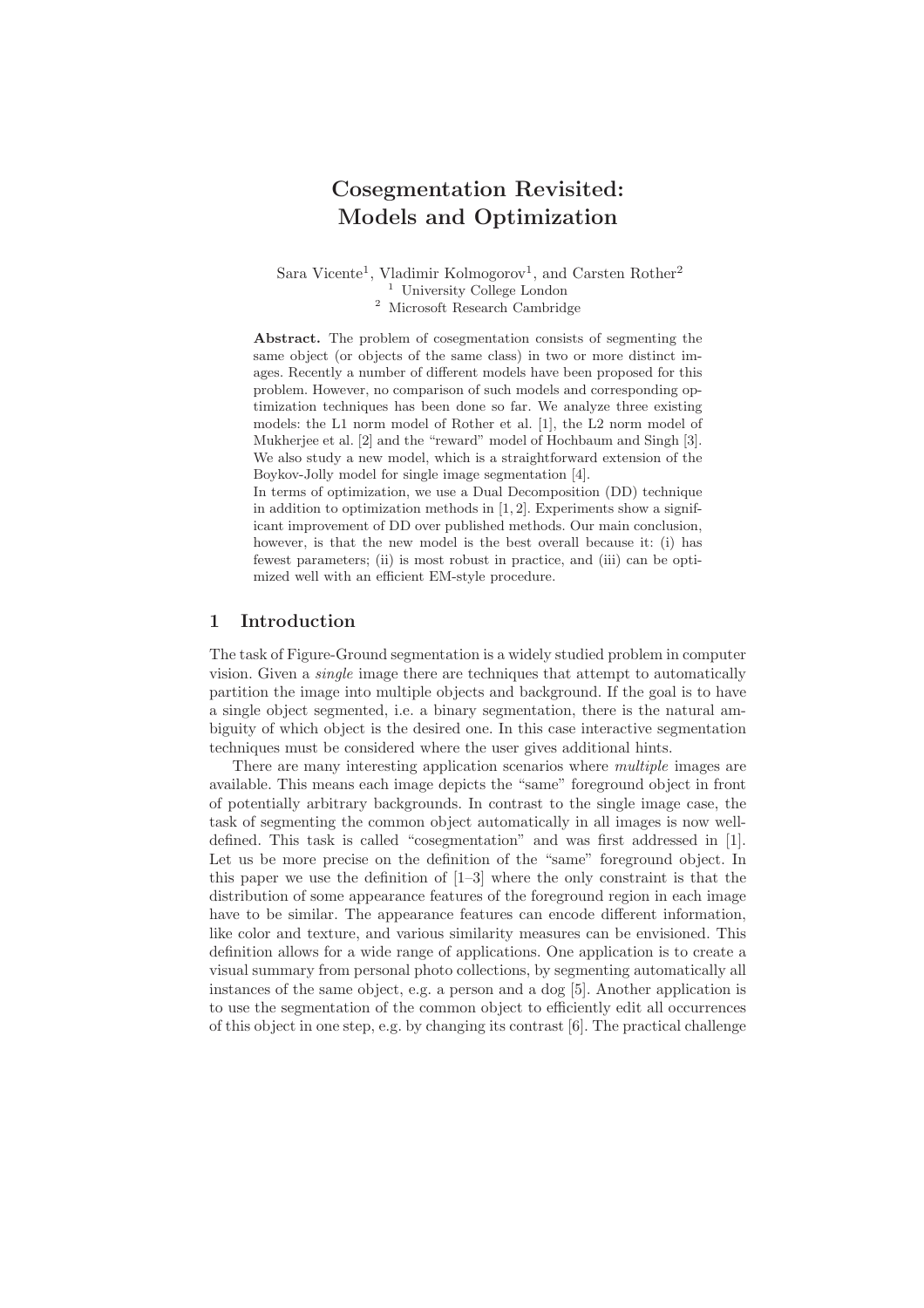# Cosegmentation Revisited: Models and Optimization

Sara Vicente[1], Vladimir Kolmogorov[1], and Carsten Rother[2]

[1] University College London

[2] Microsoft Research Cambridge

**Abstract.** The problem of cosegmentation consists of segmenting the same object (or objects of the same class) in two or more distinct images. Recently a number of different models have been proposed for this problem. However, no comparison of such models and corresponding optimization techniques has been done so far. We analyze three existing models: the L1 norm model of Rother et al. [1], the L2 norm model of Mukherjee et al. [2] and the "reward" model of Hochbaum and Singh [3]. We also study a new model, which is a straightforward extension of the Boykov-Jolly model for single image segmentation [4].

In terms of optimization, we use a Dual Decomposition (DD) technique in addition to optimization methods in [1, 2]. Experiments show a significant improvement of DD over published methods. Our main conclusion, however, is that the new model is the best overall because it: (i) has fewest parameters; (ii) is most robust in practice, and (iii) can be optimized well with an efficient EM-style procedure.

## 1 Introduction

The task of Figure-Ground segmentation is a widely studied problem in computer vision. Given a *single* image there are techniques that attempt to automatically partition the image into multiple objects and background. If the goal is to have a single object segmented, i.e. a binary segmentation, there is the natural ambiguity of which object is the desired one. In this case interactive segmentation techniques must be considered where the user gives additional hints.

There are many interesting application scenarios where *multiple* images are available. This means each image depicts the "same" foreground object in front of potentially arbitrary backgrounds. In contrast to the single image case, the task of segmenting the common object automatically in all images is now well-defined. This task is called "cosegmentation" and was first addressed in [1]. Let us be more precise on the definition of the "same" foreground object. In this paper we use the definition of [1–3] where the only constraint is that the distribution of some appearance features of the foreground region in each image have to be similar. The appearance features can encode different information, like color and texture, and various similarity measures can be envisioned. This definition allows for a wide range of applications. One application is to create a visual summary from personal photo collections, by segmenting automatically all instances of the same object, e.g. a person and a dog [5]. Another application is to use the segmentation of the common object to efficiently edit all occurrences of this object in one step, e.g. by changing its contrast [6]. The practical challenge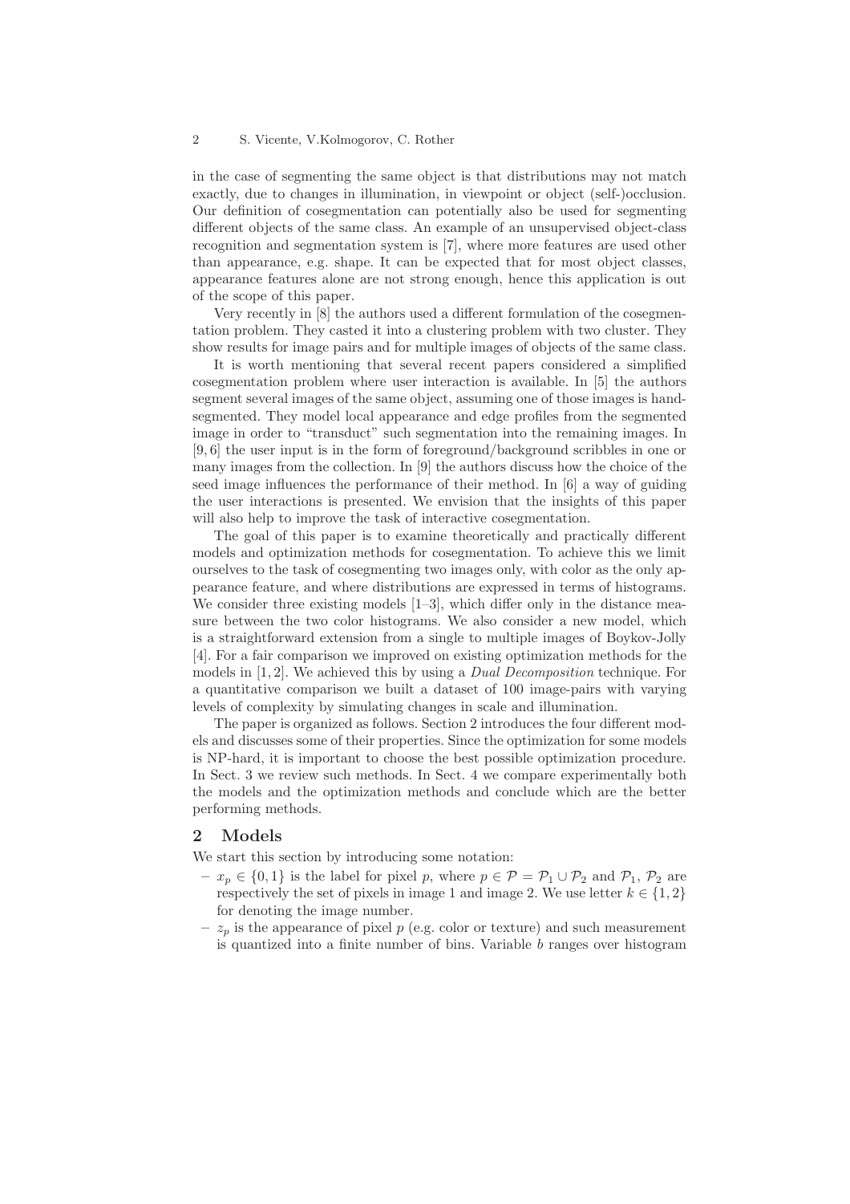in the case of segmenting the same object is that distributions may not match exactly, due to changes in illumination, in viewpoint or object (self-)occlusion. Our definition of cosegmentation can potentially also be used for segmenting different objects of the same class. An example of an unsupervised object-class recognition and segmentation system is [7], where more features are used other than appearance, e.g. shape. It can be expected that for most object classes, appearance features alone are not strong enough, hence this application is out of the scope of this paper.

Very recently in [8] the authors used a different formulation of the cosegmentation problem. They casted it into a clustering problem with two cluster. They show results for image pairs and for multiple images of objects of the same class.

It is worth mentioning that several recent papers considered a simplified cosegmentation problem where user interaction is available. In [5] the authors segment several images of the same object, assuming one of those images is hand-segmented. They model local appearance and edge profiles from the segmented image in order to "transduct" such segmentation into the remaining images. In [9, 6] the user input is in the form of foreground/background scribbles in one or many images from the collection. In [9] the authors discuss how the choice of the seed image influences the performance of their method. In [6] a way of guiding the user interactions is presented. We envision that the insights of this paper will also help to improve the task of interactive cosegmentation.

The goal of this paper is to examine theoretically and practically different models and optimization methods for cosegmentation. To achieve this we limit ourselves to the task of cosegmenting two images only, with color as the only appearance feature, and where distributions are expressed in terms of histograms. We consider three existing models [1–3], which differ only in the distance measure between the two color histograms. We also consider a new model, which is a straightforward extension from a single to multiple images of Boykov-Jolly [4]. For a fair comparison we improved on existing optimization methods for the models in [1, 2]. We achieved this by using a *Dual Decomposition* technique. For a quantitative comparison we built a dataset of 100 image-pairs with varying levels of complexity by simulating changes in scale and illumination.

The paper is organized as follows. Section 2 introduces the four different models and discusses some of their properties. Since the optimization for some models is NP-hard, it is important to choose the best possible optimization procedure. In Sect. 3 we review such methods. In Sect. 4 we compare experimentally both the models and the optimization methods and conclude which are the better performing methods.

## 2 Models

We start this section by introducing some notation:

- $x_p \in \{0, 1\}$ is the label for pixel $p$, where $p \in \mathcal{P} = \mathcal{P}_1 \cup \mathcal{P}_2$ and $\mathcal{P}_1$, $\mathcal{P}_2$ are respectively the set of pixels in image 1 and image 2. We use letter $k \in \{1, 2\}$ for denoting the image number.
- $z_p$ is the appearance of pixel $p$ (e.g. color or texture) and such measurement is quantized into a finite number of bins. Variable $b$ ranges over histogram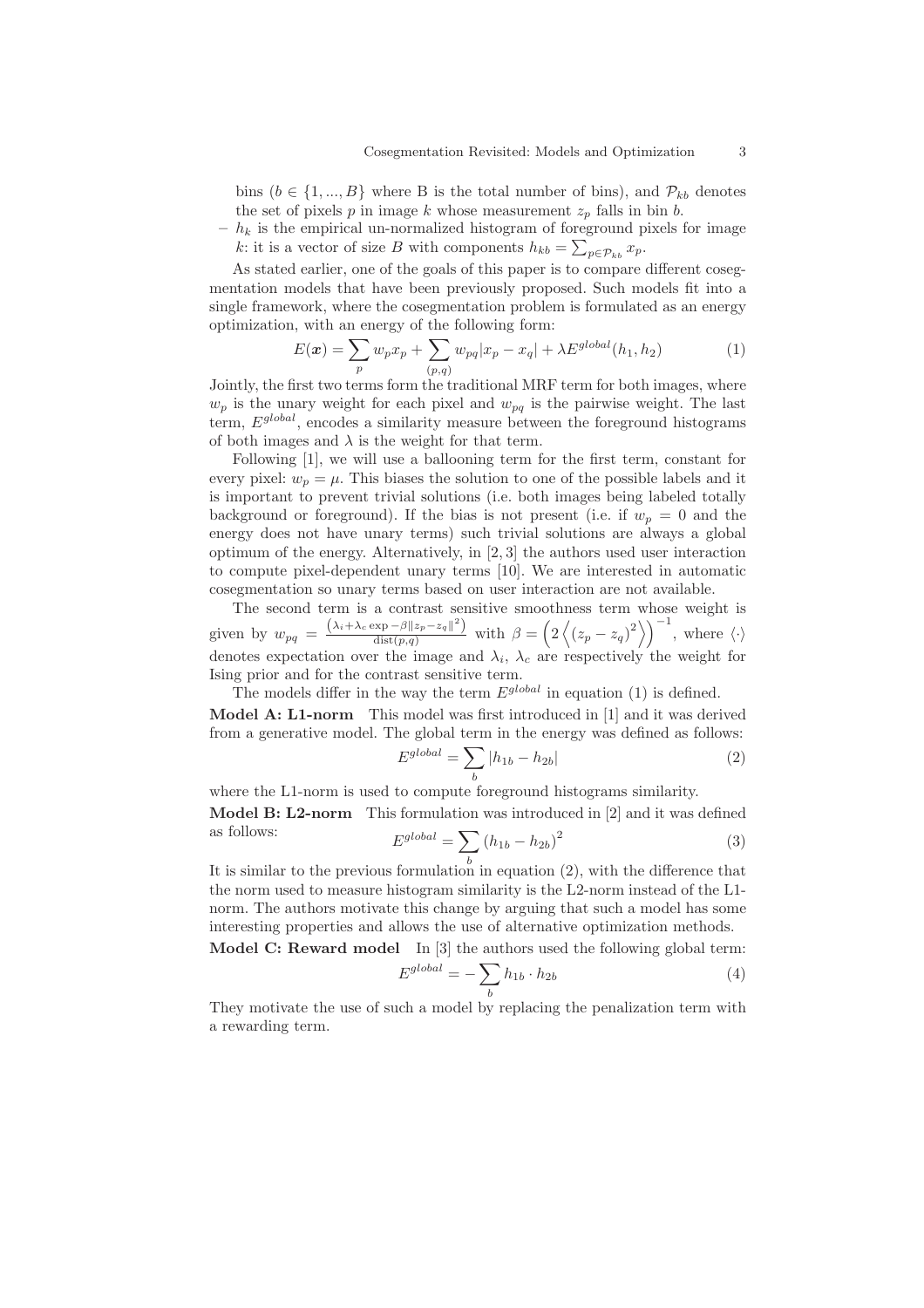bins ($b \in \{1, ..., B\}$ where B is the total number of bins), and $\mathcal{P}_{kb}$ denotes the set of pixels $p$ in image $k$ whose measurement $z_p$ falls in bin $b$.

- $h_k$ is the empirical un-normalized histogram of foreground pixels for image $k$: it is a vector of size $B$ with components $h_{kb} = \sum_{p \in \mathcal{P}_{kb}} x_p$.

As stated earlier, one of the goals of this paper is to compare different cosegmentation models that have been previously proposed. Such models fit into a single framework, where the cosegmentation problem is formulated as an energy optimization, with an energy of the following form:

$$E(\boldsymbol{x}) = \sum_p w_p x_p + \sum_{(p,q)} w_{pq} |x_p - x_q| + \lambda E^{global}(h_1, h_2) \tag{1}$$

Jointly, the first two terms form the traditional MRF term for both images, where $w_p$ is the unary weight for each pixel and $w_{pq}$ is the pairwise weight. The last term, $E^{global}$, encodes a similarity measure between the foreground histograms of both images and $\lambda$ is the weight for that term.

Following [1], we will use a ballooning term for the first term, constant for every pixel: $w_p = \mu$. This biases the solution to one of the possible labels and it is important to prevent trivial solutions (i.e. both images being labeled totally background or foreground). If the bias is not present (i.e. if $w_p = 0$ and the energy does not have unary terms) such trivial solutions are always a global optimum of the energy. Alternatively, in [2, 3] the authors used user interaction to compute pixel-dependent unary terms [10]. We are interested in automatic cosegmentation so unary terms based on user interaction are not available.

The second term is a contrast sensitive smoothness term whose weight is given by $w_{pq} = \frac{\left(\lambda_i + \lambda_c \exp -\beta \|z_p - z_q\|^2\right)}{\text{dist}(p,q)}$ with $\beta = \left(2\left\langle (z_p - z_q)^2 \right\rangle\right)^{-1}$, where $\langle\cdot\rangle$ denotes expectation over the image and $\lambda_i$, $\lambda_c$ are respectively the weight for Ising prior and for the contrast sensitive term.

The models differ in the way the term $E^{global}$ in equation (1) is defined.

**Model A: L1-norm** This model was first introduced in [1] and it was derived from a generative model. The global term in the energy was defined as follows:

$$E^{global} = \sum_b |h_{1b} - h_{2b}| \tag{2}$$

where the L1-norm is used to compute foreground histograms similarity.

**Model B: L2-norm** This formulation was introduced in [2] and it was defined as follows:

$$E^{global} = \sum_b (h_{1b} - h_{2b})^2 \tag{3}$$

It is similar to the previous formulation in equation (2), with the difference that the norm used to measure histogram similarity is the L2-norm instead of the L1-norm. The authors motivate this change by arguing that such a model has some interesting properties and allows the use of alternative optimization methods.

**Model C: Reward model** In [3] the authors used the following global term:

$$E^{global} = -\sum_b h_{1b} \cdot h_{2b} \tag{4}$$

They motivate the use of such a model by replacing the penalization term with a rewarding term.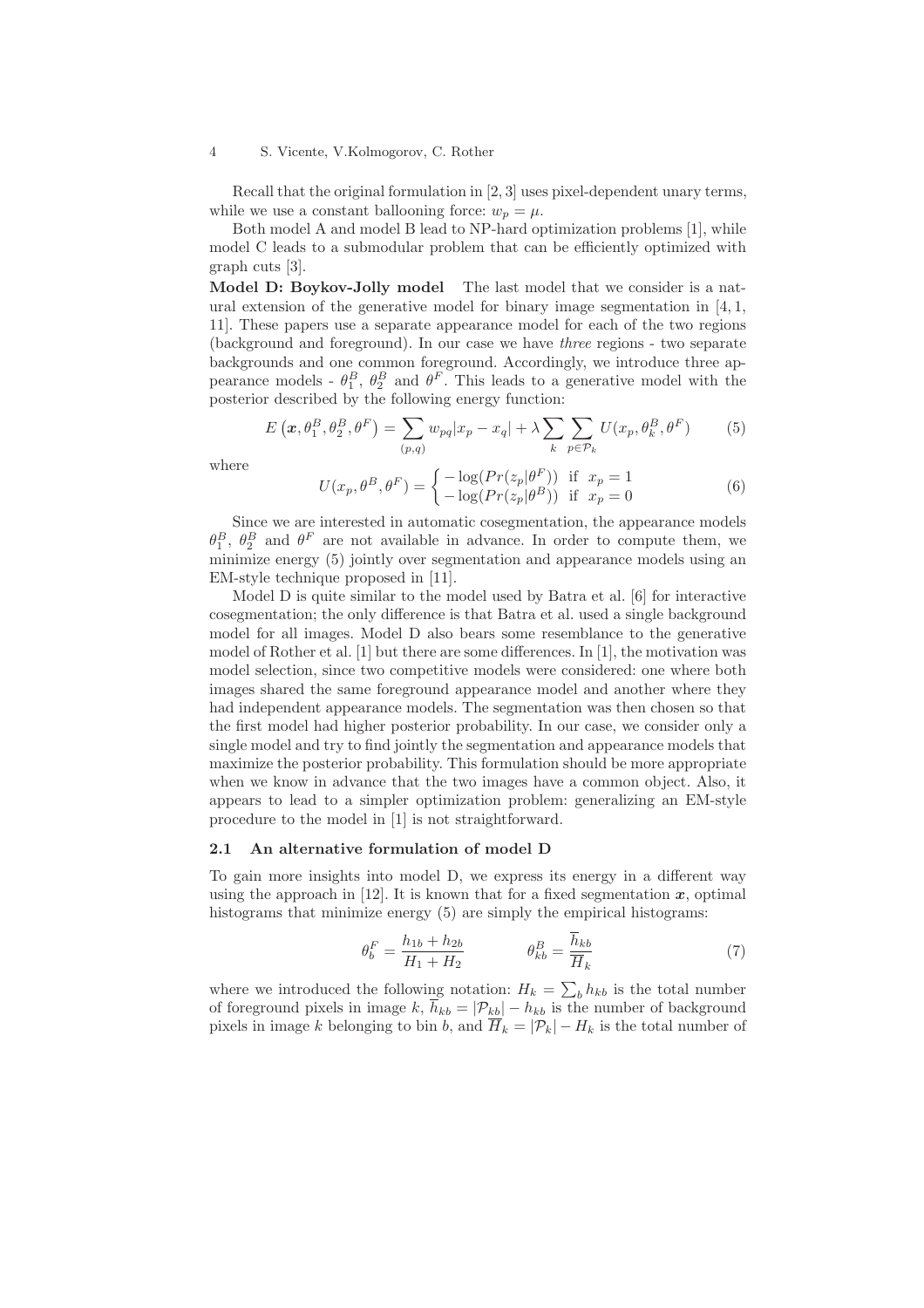Recall that the original formulation in [2, 3] uses pixel-dependent unary terms, while we use a constant ballooning force: $w_p = \mu$.

Both model A and model B lead to NP-hard optimization problems [1], while model C leads to a submodular problem that can be efficiently optimized with graph cuts [3].

**Model D: Boykov-Jolly model** The last model that we consider is a natural extension of the generative model for binary image segmentation in [4, 1, 11]. These papers use a separate appearance model for each of the two regions (background and foreground). In our case we have *three* regions - two separate backgrounds and one common foreground. Accordingly, we introduce three appearance models - $\theta_1^B$, $\theta_2^B$ and $\theta^F$. This leads to a generative model with the posterior described by the following energy function:

$$E\left(\boldsymbol{x}, \theta_1^B, \theta_2^B, \theta^F\right) = \sum_{(p,q)} w_{pq}|x_p - x_q| + \lambda \sum_k \sum_{p \in \mathcal{P}_k} U(x_p, \theta_k^B, \theta^F) \tag{5}$$

where

$$U(x_p, \theta^B, \theta^F) = \begin{cases} -\log(Pr(z_p|\theta^F)) & \text{if } \; x_p = 1 \\ -\log(Pr(z_p|\theta^B)) & \text{if } \; x_p = 0 \end{cases} \tag{6}$$

Since we are interested in automatic cosegmentation, the appearance models $\theta_1^B$, $\theta_2^B$ and $\theta^F$ are not available in advance. In order to compute them, we minimize energy (5) jointly over segmentation and appearance models using an EM-style technique proposed in [11].

Model D is quite similar to the model used by Batra et al. [6] for interactive cosegmentation; the only difference is that Batra et al. used a single background model for all images. Model D also bears some resemblance to the generative model of Rother et al. [1] but there are some differences. In [1], the motivation was model selection, since two competitive models were considered: one where both images shared the same foreground appearance model and another where they had independent appearance models. The segmentation was then chosen so that the first model had higher posterior probability. In our case, we consider only a single model and try to find jointly the segmentation and appearance models that maximize the posterior probability. This formulation should be more appropriate when we know in advance that the two images have a common object. Also, it appears to lead to a simpler optimization problem: generalizing an EM-style procedure to the model in [1] is not straightforward.

### 2.1 An alternative formulation of model D

To gain more insights into model D, we express its energy in a different way using the approach in [12]. It is known that for a fixed segmentation $\boldsymbol{x}$, optimal histograms that minimize energy (5) are simply the empirical histograms:

$$\theta_b^F = \frac{h_{1b} + h_{2b}}{H_1 + H_2} \qquad\qquad \theta_{kb}^B = \frac{\overline{h}_{kb}}{\overline{H}_k} \tag{7}$$

where we introduced the following notation: $H_k = \sum_b h_{kb}$ is the total number of foreground pixels in image $k$, $\overline{h}_{kb} = |\mathcal{P}_{kb}| - h_{kb}$ is the number of background pixels in image $k$ belonging to bin $b$, and $\overline{H}_k = |\mathcal{P}_k| - H_k$ is the total number of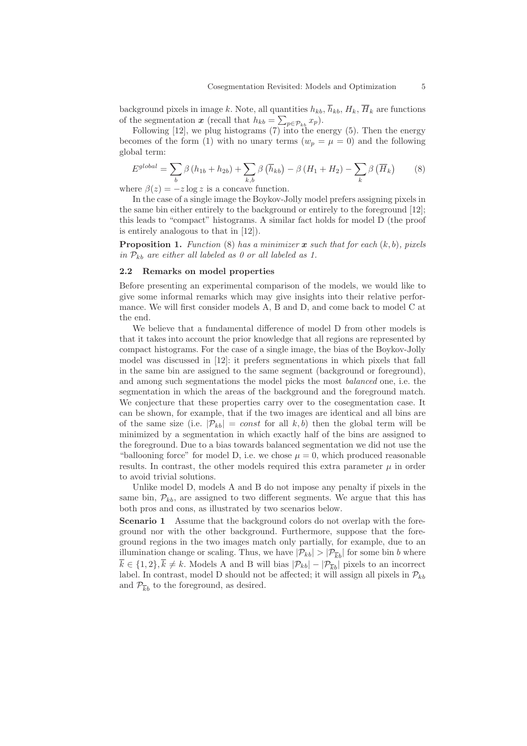background pixels in image $k$. Note, all quantities $h_{kb}$, $\overline{h}_{kb}$, $H_k$, $\overline{H}_k$ are functions of the segmentation $\boldsymbol{x}$ (recall that $h_{kb} = \sum_{p \in \mathcal{P}_{kb}} x_p$).

Following [12], we plug histograms (7) into the energy (5). Then the energy becomes of the form (1) with no unary terms ($w_p = \mu = 0$) and the following global term:

$$E^{global} = \sum_b \beta\left(h_{1b} + h_{2b}\right) + \sum_{k,b} \beta\left(\overline{h}_{kb}\right) - \beta\left(H_1 + H_2\right) - \sum_k \beta\left(\overline{H}_k\right) \tag{8}$$

where $\beta(z) = -z \log z$ is a concave function.

In the case of a single image the Boykov-Jolly model prefers assigning pixels in the same bin either entirely to the background or entirely to the foreground [12]; this leads to "compact" histograms. A similar fact holds for model D (the proof is entirely analogous to that in [12]).

**Proposition 1.** *Function* (8) *has a minimizer* $\boldsymbol{x}$ *such that for each* $(k, b)$*, pixels in* $\mathcal{P}_{kb}$ *are either all labeled as 0 or all labeled as 1.*

### 2.2 Remarks on model properties

Before presenting an experimental comparison of the models, we would like to give some informal remarks which may give insights into their relative performance. We will first consider models A, B and D, and come back to model C at the end.

We believe that a fundamental difference of model D from other models is that it takes into account the prior knowledge that all regions are represented by compact histograms. For the case of a single image, the bias of the Boykov-Jolly model was discussed in [12]: it prefers segmentations in which pixels that fall in the same bin are assigned to the same segment (background or foreground), and among such segmentations the model picks the most *balanced* one, i.e. the segmentation in which the areas of the background and the foreground match. We conjecture that these properties carry over to the cosegmentation case. It can be shown, for example, that if the two images are identical and all bins are of the same size (i.e. $|\mathcal{P}_{kb}| = const$ for all $k, b$) then the global term will be minimized by a segmentation in which exactly half of the bins are assigned to the foreground. Due to a bias towards balanced segmentation we did not use the "ballooning force" for model D, i.e. we chose $\mu = 0$, which produced reasonable results. In contrast, the other models required this extra parameter $\mu$ in order to avoid trivial solutions.

Unlike model D, models A and B do not impose any penalty if pixels in the same bin, $\mathcal{P}_{kb}$, are assigned to two different segments. We argue that this has both pros and cons, as illustrated by two scenarios below.

**Scenario 1** Assume that the background colors do not overlap with the foreground nor with the other background. Furthermore, suppose that the foreground regions in the two images match only partially, for example, due to an illumination change or scaling. Thus, we have $|\mathcal{P}_{kb}| > |\mathcal{P}_{\overline{k}b}|$ for some bin $b$ where $\overline{k} \in \{1, 2\}, \overline{k} \neq k$. Models A and B will bias $|\mathcal{P}_{kb}| - |\mathcal{P}_{\overline{k}b}|$ pixels to an incorrect label. In contrast, model D should not be affected; it will assign all pixels in $\mathcal{P}_{kb}$ and $\mathcal{P}_{\overline{k}b}$ to the foreground, as desired.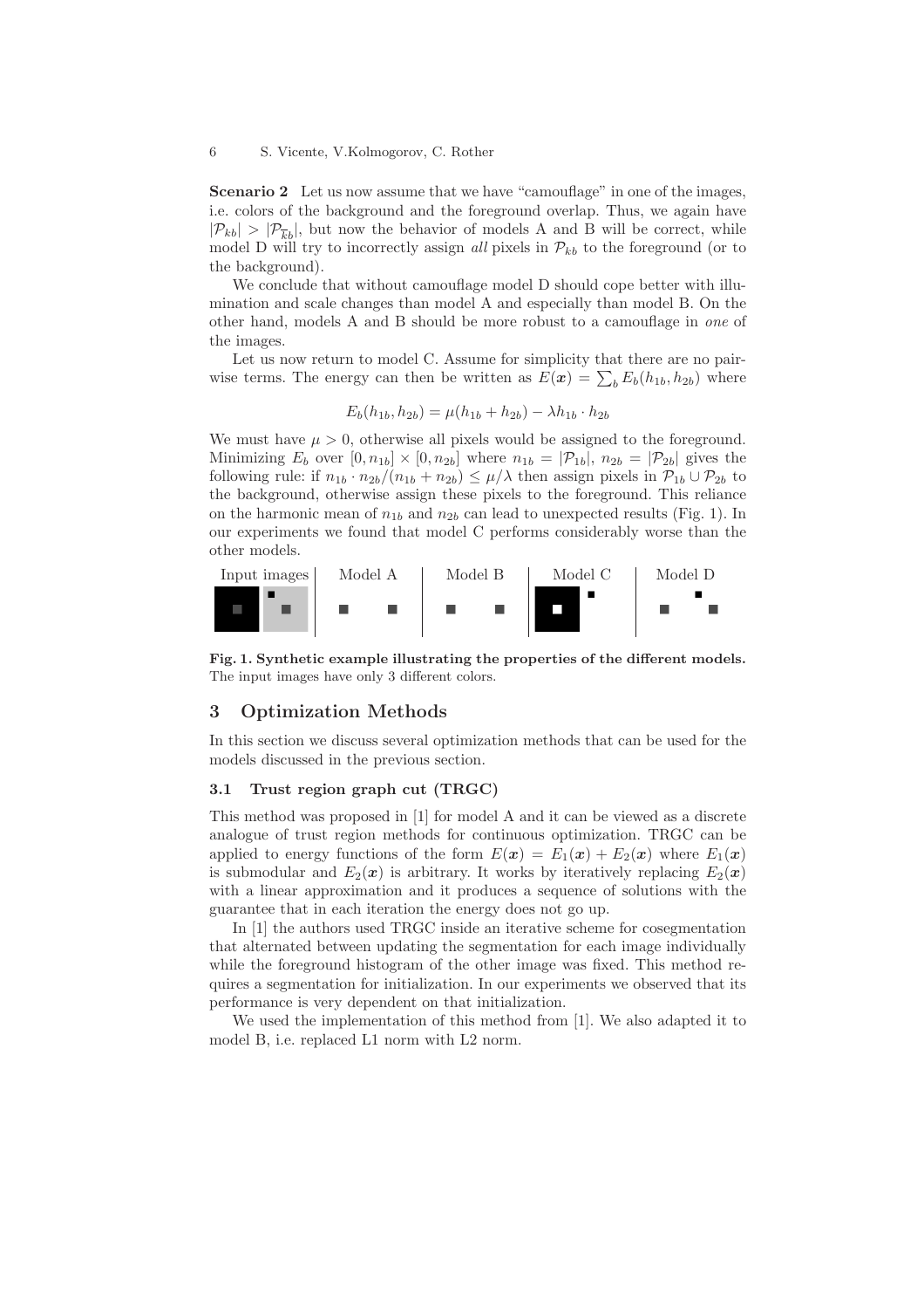**Scenario 2** Let us now assume that we have "camouflage" in one of the images, i.e. colors of the background and the foreground overlap. Thus, we again have $|\mathcal{P}_{kb}| > |\mathcal{P}_{\overline{k}b}|$, but now the behavior of models A and B will be correct, while model D will try to incorrectly assign *all* pixels in $\mathcal{P}_{kb}$ to the foreground (or to the background).

We conclude that without camouflage model D should cope better with illumination and scale changes than model A and especially than model B. On the other hand, models A and B should be more robust to a camouflage in *one* of the images.

Let us now return to model C. Assume for simplicity that there are no pairwise terms. The energy can then be written as $E(\boldsymbol{x}) = \sum_b E_b(h_{1b}, h_{2b})$ where

$$E_b(h_{1b}, h_{2b}) = \mu(h_{1b} + h_{2b}) - \lambda h_{1b} \cdot h_{2b}$$

We must have $\mu > 0$, otherwise all pixels would be assigned to the foreground. Minimizing $E_b$ over $[0, n_{1b}] \times [0, n_{2b}]$ where $n_{1b} = |\mathcal{P}_{1b}|$, $n_{2b} = |\mathcal{P}_{2b}|$ gives the following rule: if $n_{1b} \cdot n_{2b}/(n_{1b} + n_{2b}) \leq \mu/\lambda$ then assign pixels in $\mathcal{P}_{1b} \cup \mathcal{P}_{2b}$ to the background, otherwise assign these pixels to the foreground. This reliance on the harmonic mean of $n_{1b}$ and $n_{2b}$ can lead to unexpected results (Fig. 1). In our experiments we found that model C performs considerably worse than the other models.

| Input images | Model A | Model B | Model C | Model D |
|---|---|---|---|---|

**Fig. 1. Synthetic example illustrating the properties of the different models.** The input images have only 3 different colors.

## 3 Optimization Methods

In this section we discuss several optimization methods that can be used for the models discussed in the previous section.

### 3.1 Trust region graph cut (TRGC)

This method was proposed in [1] for model A and it can be viewed as a discrete analogue of trust region methods for continuous optimization. TRGC can be applied to energy functions of the form $E(\boldsymbol{x}) = E_1(\boldsymbol{x}) + E_2(\boldsymbol{x})$ where $E_1(\boldsymbol{x})$ is submodular and $E_2(\boldsymbol{x})$ is arbitrary. It works by iteratively replacing $E_2(\boldsymbol{x})$ with a linear approximation and it produces a sequence of solutions with the guarantee that in each iteration the energy does not go up.

In [1] the authors used TRGC inside an iterative scheme for cosegmentation that alternated between updating the segmentation for each image individually while the foreground histogram of the other image was fixed. This method requires a segmentation for initialization. In our experiments we observed that its performance is very dependent on that initialization.

We used the implementation of this method from [1]. We also adapted it to model B, i.e. replaced L1 norm with L2 norm.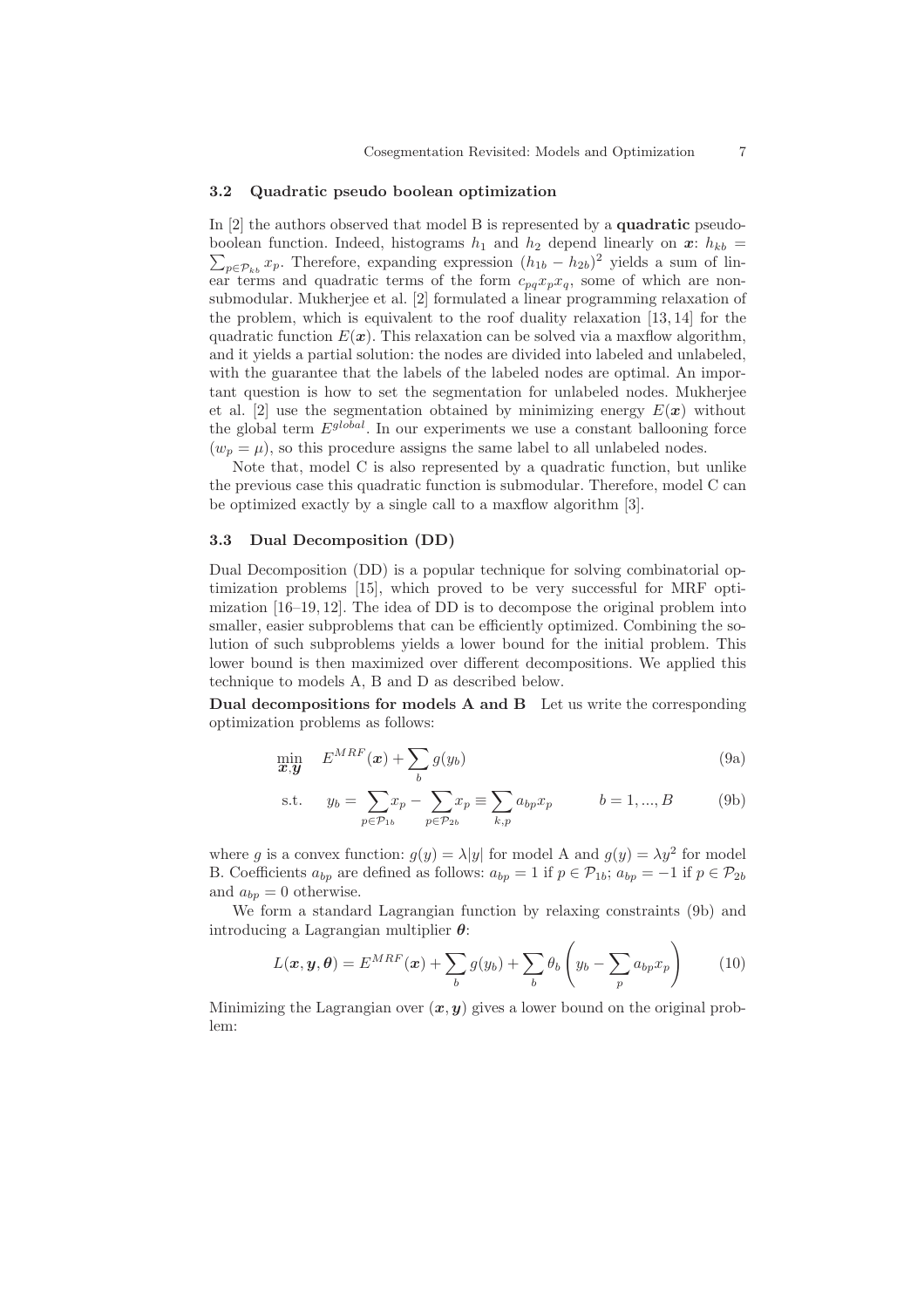### 3.2 Quadratic pseudo boolean optimization

In [2] the authors observed that model B is represented by a **quadratic** pseudo-boolean function. Indeed, histograms $h_1$ and $h_2$ depend linearly on $\boldsymbol{x}$: $h_{kb} = \sum_{p \in \mathcal{P}_{kb}} x_p$. Therefore, expanding expression $(h_{1b} - h_{2b})^2$ yields a sum of linear terms and quadratic terms of the form $c_{pq} x_p x_q$, some of which are non-submodular. Mukherjee et al. [2] formulated a linear programming relaxation of the problem, which is equivalent to the roof duality relaxation [13, 14] for the quadratic function $E(\boldsymbol{x})$. This relaxation can be solved via a maxflow algorithm, and it yields a partial solution: the nodes are divided into labeled and unlabeled, with the guarantee that the labels of the labeled nodes are optimal. An important question is how to set the segmentation for unlabeled nodes. Mukherjee et al. [2] use the segmentation obtained by minimizing energy $E(\boldsymbol{x})$ without the global term $E^{global}$. In our experiments we use a constant ballooning force ($w_p = \mu$), so this procedure assigns the same label to all unlabeled nodes.

Note that, model C is also represented by a quadratic function, but unlike the previous case this quadratic function is submodular. Therefore, model C can be optimized exactly by a single call to a maxflow algorithm [3].

### 3.3 Dual Decomposition (DD)

Dual Decomposition (DD) is a popular technique for solving combinatorial optimization problems [15], which proved to be very successful for MRF optimization [16–19, 12]. The idea of DD is to decompose the original problem into smaller, easier subproblems that can be efficiently optimized. Combining the solution of such subproblems yields a lower bound for the initial problem. This lower bound is then maximized over different decompositions. We applied this technique to models A, B and D as described below.

**Dual decompositions for models A and B** Let us write the corresponding optimization problems as follows:

$$\min_{\boldsymbol{x},\boldsymbol{y}} \quad E^{MRF}(\boldsymbol{x}) + \sum_b g(y_b) \tag{9a}$$

$$\text{s.t.} \quad y_b = \sum_{p \in \mathcal{P}_{1b}} x_p - \sum_{p \in \mathcal{P}_{2b}} x_p \equiv \sum_{k,p} a_{bp} x_p \qquad b = 1, ..., B \tag{9b}$$

where $g$ is a convex function: $g(y) = \lambda |y|$ for model A and $g(y) = \lambda y^2$ for model B. Coefficients $a_{bp}$ are defined as follows: $a_{bp} = 1$ if $p \in \mathcal{P}_{1b}$; $a_{bp} = -1$ if $p \in \mathcal{P}_{2b}$ and $a_{bp} = 0$ otherwise.

We form a standard Lagrangian function by relaxing constraints (9b) and introducing a Lagrangian multiplier $\boldsymbol{\theta}$:

$$L(\boldsymbol{x}, \boldsymbol{y}, \boldsymbol{\theta}) = E^{MRF}(\boldsymbol{x}) + \sum_b g(y_b) + \sum_b \theta_b \left( y_b - \sum_p a_{bp} x_p \right) \tag{10}$$

Minimizing the Lagrangian over $(\boldsymbol{x}, \boldsymbol{y})$ gives a lower bound on the original problem: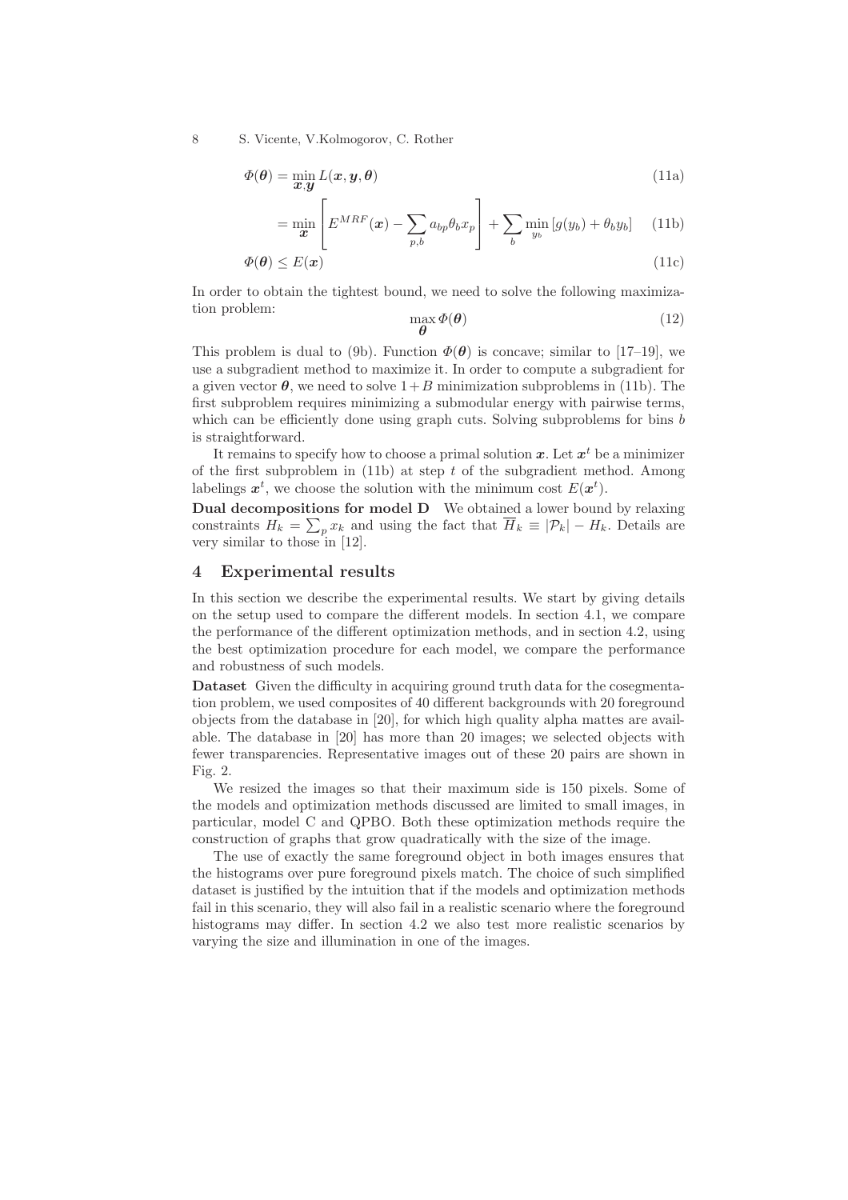$$\Phi(\boldsymbol{\theta}) = \min_{\boldsymbol{x},\boldsymbol{y}} L(\boldsymbol{x},\boldsymbol{y},\boldsymbol{\theta}) \tag{11a}$$

$$= \min_{\boldsymbol{x}} \left[ E^{MRF}(\boldsymbol{x}) - \sum_{p,b} a_{bp}\theta_b x_p \right] + \sum_b \min_{y_b} \left[ g(y_b) + \theta_b y_b \right] \tag{11b}$$

$$\Phi(\boldsymbol{\theta}) \leq E(\boldsymbol{x}) \tag{11c}$$

In order to obtain the tightest bound, we need to solve the following maximization problem:

$$\max_{\boldsymbol{\theta}} \Phi(\boldsymbol{\theta}) \tag{12}$$

This problem is dual to (9b). Function $\Phi(\boldsymbol{\theta})$ is concave; similar to [17–19], we use a subgradient method to maximize it. In order to compute a subgradient for a given vector $\boldsymbol{\theta}$, we need to solve $1+B$ minimization subproblems in (11b). The first subproblem requires minimizing a submodular energy with pairwise terms, which can be efficiently done using graph cuts. Solving subproblems for bins $b$ is straightforward.

It remains to specify how to choose a primal solution $\boldsymbol{x}$. Let $\boldsymbol{x}^t$ be a minimizer of the first subproblem in (11b) at step $t$ of the subgradient method. Among labelings $\boldsymbol{x}^t$, we choose the solution with the minimum cost $E(\boldsymbol{x}^t)$.

**Dual decompositions for model D** We obtained a lower bound by relaxing constraints $H_k = \sum_p x_k$ and using the fact that $\overline{H}_k \equiv |\mathcal{P}_k| - H_k$. Details are very similar to those in [12].

## 4 Experimental results

In this section we describe the experimental results. We start by giving details on the setup used to compare the different models. In section 4.1, we compare the performance of the different optimization methods, and in section 4.2, using the best optimization procedure for each model, we compare the performance and robustness of such models.

**Dataset** Given the difficulty in acquiring ground truth data for the cosegmentation problem, we used composites of 40 different backgrounds with 20 foreground objects from the database in [20], for which high quality alpha mattes are available. The database in [20] has more than 20 images; we selected objects with fewer transparencies. Representative images out of these 20 pairs are shown in Fig. 2.

We resized the images so that their maximum side is 150 pixels. Some of the models and optimization methods discussed are limited to small images, in particular, model C and QPBO. Both these optimization methods require the construction of graphs that grow quadratically with the size of the image.

The use of exactly the same foreground object in both images ensures that the histograms over pure foreground pixels match. The choice of such simplified dataset is justified by the intuition that if the models and optimization methods fail in this scenario, they will also fail in a realistic scenario where the foreground histograms may differ. In section 4.2 we also test more realistic scenarios by varying the size and illumination in one of the images.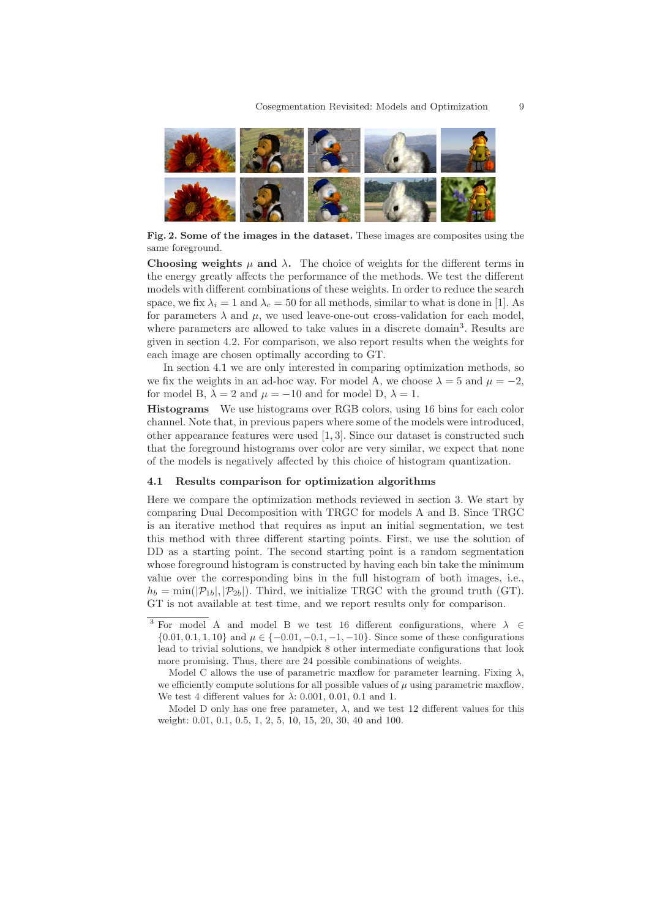**Fig. 2. Some of the images in the dataset.** These images are composites using the same foreground.

**Choosing weights $\mu$ and $\lambda$.** The choice of weights for the different terms in the energy greatly affects the performance of the methods. We test the different models with different combinations of these weights. In order to reduce the search space, we fix $\lambda_i = 1$ and $\lambda_c = 50$ for all methods, similar to what is done in [1]. As for parameters $\lambda$ and $\mu$, we used leave-one-out cross-validation for each model, where parameters are allowed to take values in a discrete domain[3]. Results are given in section 4.2. For comparison, we also report results when the weights for each image are chosen optimally according to GT.

In section 4.1 we are only interested in comparing optimization methods, so we fix the weights in an ad-hoc way. For model A, we choose $\lambda = 5$ and $\mu = -2$, for model B, $\lambda = 2$ and $\mu = -10$ and for model D, $\lambda = 1$.

**Histograms** We use histograms over RGB colors, using 16 bins for each color channel. Note that, in previous papers where some of the models were introduced, other appearance features were used [1, 3]. Since our dataset is constructed such that the foreground histograms over color are very similar, we expect that none of the models is negatively affected by this choice of histogram quantization.

### 4.1 Results comparison for optimization algorithms

Here we compare the optimization methods reviewed in section 3. We start by comparing Dual Decomposition with TRGC for models A and B. Since TRGC is an iterative method that requires as input an initial segmentation, we test this method with three different starting points. First, we use the solution of DD as a starting point. The second starting point is a random segmentation whose foreground histogram is constructed by having each bin take the minimum value over the corresponding bins in the full histogram of both images, i.e., $h_b = \min(|\mathcal{P}_{1b}|, |\mathcal{P}_{2b}|)$. Third, we initialize TRGC with the ground truth (GT). GT is not available at test time, and we report results only for comparison.

---

[3] For model A and model B we test 16 different configurations, where $\lambda \in \{0.01, 0.1, 1, 10\}$ and $\mu \in \{-0.01, -0.1, -1, -10\}$. Since some of these configurations lead to trivial solutions, we handpick 8 other intermediate configurations that look more promising. Thus, there are 24 possible combinations of weights.

Model C allows the use of parametric maxflow for parameter learning. Fixing $\lambda$, we efficiently compute solutions for all possible values of $\mu$ using parametric maxflow. We test 4 different values for $\lambda$: 0.001, 0.01, 0.1 and 1.

Model D only has one free parameter, $\lambda$, and we test 12 different values for this weight: 0.01, 0.1, 0.5, 1, 2, 5, 10, 15, 20, 30, 40 and 100.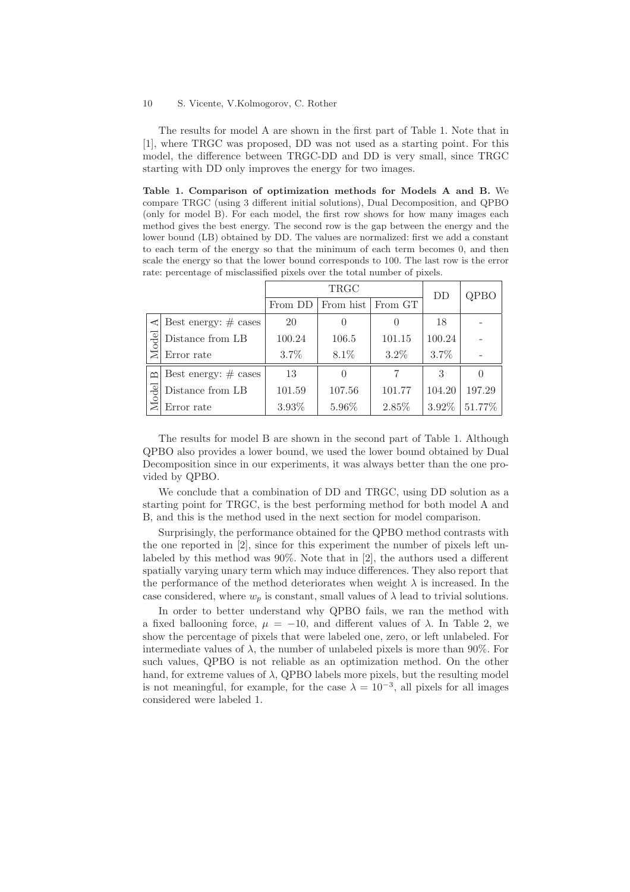The results for model A are shown in the first part of Table 1. Note that in [1], where TRGC was proposed, DD was not used as a starting point. For this model, the difference between TRGC-DD and DD is very small, since TRGC starting with DD only improves the energy for two images.

**Table 1. Comparison of optimization methods for Models A and B.** We compare TRGC (using 3 different initial solutions), Dual Decomposition, and QPBO (only for model B). For each model, the first row shows for how many images each method gives the best energy. The second row is the gap between the energy and the lower bound (LB) obtained by DD. The values are normalized: first we add a constant to each term of the energy so that the minimum of each term becomes 0, and then scale the energy so that the lower bound corresponds to 100. The last row is the error rate: percentage of misclassified pixels over the total number of pixels.

| | | TRGC | | | DD | QPBO |
|---|---|---|---|---|---|---|
| | | From DD | From hist | From GT | | |
| Model A | Best energy: # cases | 20 | 0 | 0 | 18 | - |
| Model A | Distance from LB | 100.24 | 106.5 | 101.15 | 100.24 | - |
| Model A | Error rate | 3.7% | 8.1% | 3.2% | 3.7% | - |
| Model B | Best energy: # cases | 13 | 0 | 7 | 3 | 0 |
| Model B | Distance from LB | 101.59 | 107.56 | 101.77 | 104.20 | 197.29 |
| Model B | Error rate | 3.93% | 5.96% | 2.85% | 3.92% | 51.77% |

The results for model B are shown in the second part of Table 1. Although QPBO also provides a lower bound, we used the lower bound obtained by Dual Decomposition since in our experiments, it was always better than the one provided by QPBO.

We conclude that a combination of DD and TRGC, using DD solution as a starting point for TRGC, is the best performing method for both model A and B, and this is the method used in the next section for model comparison.

Surprisingly, the performance obtained for the QPBO method contrasts with the one reported in [2], since for this experiment the number of pixels left unlabeled by this method was 90%. Note that in [2], the authors used a different spatially varying unary term which may induce differences. They also report that the performance of the method deteriorates when weight $\lambda$ is increased. In the case considered, where $w_p$ is constant, small values of $\lambda$ lead to trivial solutions.

In order to better understand why QPBO fails, we ran the method with a fixed ballooning force, $\mu = -10$, and different values of $\lambda$. In Table 2, we show the percentage of pixels that were labeled one, zero, or left unlabeled. For intermediate values of $\lambda$, the number of unlabeled pixels is more than 90%. For such values, QPBO is not reliable as an optimization method. On the other hand, for extreme values of $\lambda$, QPBO labels more pixels, but the resulting model is not meaningful, for example, for the case $\lambda = 10^{-3}$, all pixels for all images considered were labeled 1.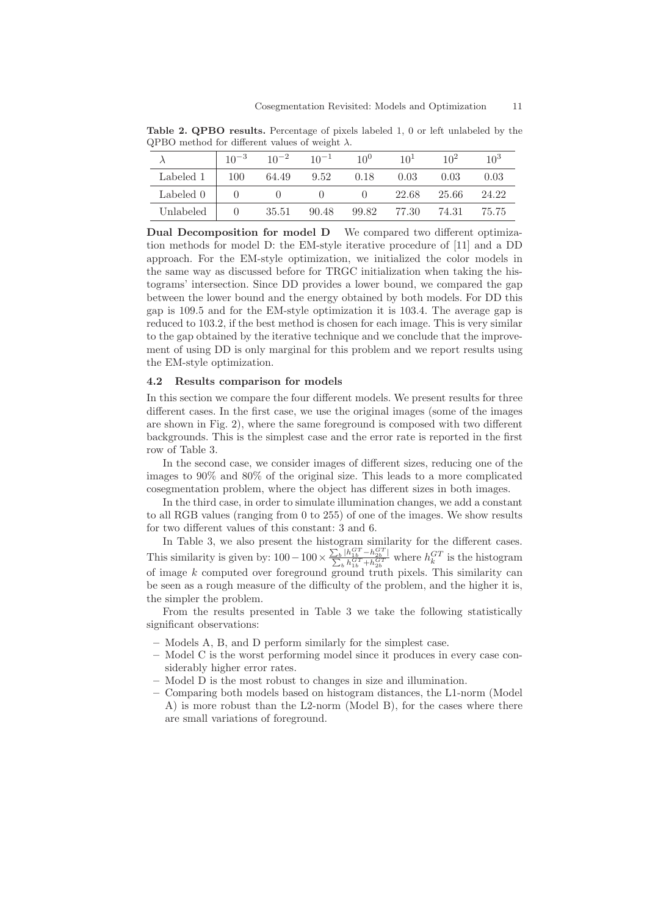**Table 2. QPBO results.** Percentage of pixels labeled 1, 0 or left unlabeled by the QPBO method for different values of weight $\lambda$.

| $\lambda$ | $10^{-3}$ | $10^{-2}$ | $10^{-1}$ | $10^{0}$ | $10^{1}$ | $10^{2}$ | $10^{3}$ |
|---|---|---|---|---|---|---|---|
| Labeled 1 | 100 | 64.49 | 9.52 | 0.18 | 0.03 | 0.03 | 0.03 |
| Labeled 0 | 0 | 0 | 0 | 0 | 22.68 | 25.66 | 24.22 |
| Unlabeled | 0 | 35.51 | 90.48 | 99.82 | 77.30 | 74.31 | 75.75 |

**Dual Decomposition for model D** We compared two different optimization methods for model D: the EM-style iterative procedure of [11] and a DD approach. For the EM-style optimization, we initialized the color models in the same way as discussed before for TRGC initialization when taking the histograms' intersection. Since DD provides a lower bound, we compared the gap between the lower bound and the energy obtained by both models. For DD this gap is 109.5 and for the EM-style optimization it is 103.4. The average gap is reduced to 103.2, if the best method is chosen for each image. This is very similar to the gap obtained by the iterative technique and we conclude that the improvement of using DD is only marginal for this problem and we report results using the EM-style optimization.

### 4.2 Results comparison for models

In this section we compare the four different models. We present results for three different cases. In the first case, we use the original images (some of the images are shown in Fig. 2), where the same foreground is composed with two different backgrounds. This is the simplest case and the error rate is reported in the first row of Table 3.

In the second case, we consider images of different sizes, reducing one of the images to 90% and 80% of the original size. This leads to a more complicated cosegmentation problem, where the object has different sizes in both images.

In the third case, in order to simulate illumination changes, we add a constant to all RGB values (ranging from 0 to 255) of one of the images. We show results for two different values of this constant: 3 and 6.

In Table 3, we also present the histogram similarity for the different cases. This similarity is given by: $100 - 100 \times \frac{\sum_b |h_{1b}^{GT} - h_{2b}^{GT}|}{\sum_b h_{1b}^{GT} + h_{2b}^{GT}}$ where $h_k^{GT}$ is the histogram of image $k$ computed over foreground ground truth pixels. This similarity can be seen as a rough measure of the difficulty of the problem, and the higher it is, the simpler the problem.

From the results presented in Table 3 we take the following statistically significant observations:

- Models A, B, and D perform similarly for the simplest case.
- Model C is the worst performing model since it produces in every case considerably higher error rates.
- Model D is the most robust to changes in size and illumination.
- Comparing both models based on histogram distances, the L1-norm (Model A) is more robust than the L2-norm (Model B), for the cases where there are small variations of foreground.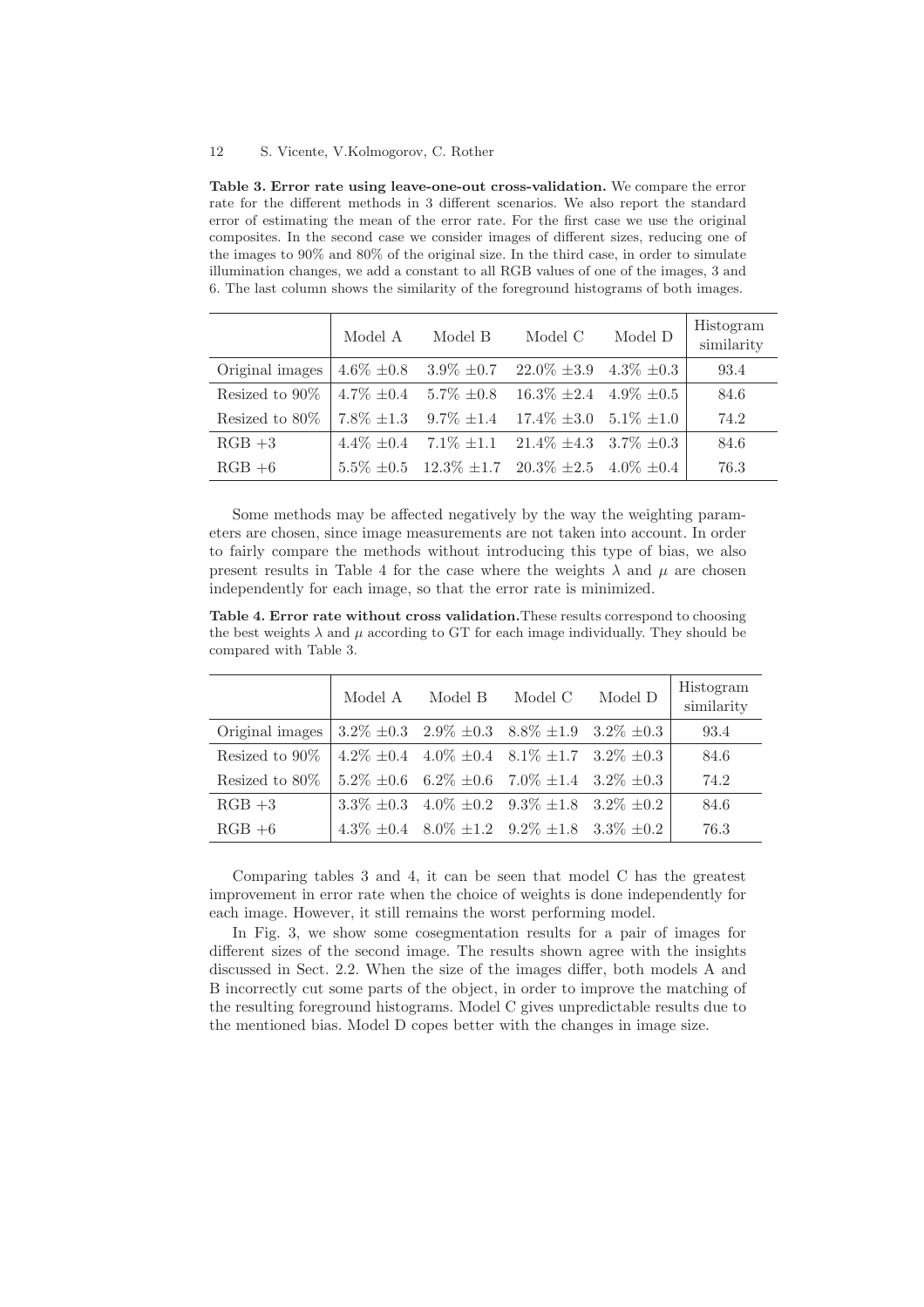**Table 3. Error rate using leave-one-out cross-validation.** We compare the error rate for the different methods in 3 different scenarios. We also report the standard error of estimating the mean of the error rate. For the first case we use the original composites. In the second case we consider images of different sizes, reducing one of the images to 90% and 80% of the original size. In the third case, in order to simulate illumination changes, we add a constant to all RGB values of one of the images, 3 and 6. The last column shows the similarity of the foreground histograms of both images.

| | Model A | Model B | Model C | Model D | Histogram similarity |
|---|---|---|---|---|---|
| Original images | 4.6% ±0.8 | 3.9% ±0.7 | 22.0% ±3.9 | 4.3% ±0.3 | 93.4 |
| Resized to 90% | 4.7% ±0.4 | 5.7% ±0.8 | 16.3% ±2.4 | 4.9% ±0.5 | 84.6 |
| Resized to 80% | 7.8% ±1.3 | 9.7% ±1.4 | 17.4% ±3.0 | 5.1% ±1.0 | 74.2 |
| RGB +3 | 4.4% ±0.4 | 7.1% ±1.1 | 21.4% ±4.3 | 3.7% ±0.3 | 84.6 |
| RGB +6 | 5.5% ±0.5 | 12.3% ±1.7 | 20.3% ±2.5 | 4.0% ±0.4 | 76.3 |

Some methods may be affected negatively by the way the weighting parameters are chosen, since image measurements are not taken into account. In order to fairly compare the methods without introducing this type of bias, we also present results in Table 4 for the case where the weights $\lambda$ and $\mu$ are chosen independently for each image, so that the error rate is minimized.

**Table 4. Error rate without cross validation.** These results correspond to choosing the best weights $\lambda$ and $\mu$ according to GT for each image individually. They should be compared with Table 3.

| | Model A | Model B | Model C | Model D | Histogram similarity |
|---|---|---|---|---|---|
| Original images | 3.2% ±0.3 | 2.9% ±0.3 | 8.8% ±1.9 | 3.2% ±0.3 | 93.4 |
| Resized to 90% | 4.2% ±0.4 | 4.0% ±0.4 | 8.1% ±1.7 | 3.2% ±0.3 | 84.6 |
| Resized to 80% | 5.2% ±0.6 | 6.2% ±0.6 | 7.0% ±1.4 | 3.2% ±0.3 | 74.2 |
| RGB +3 | 3.3% ±0.3 | 4.0% ±0.2 | 9.3% ±1.8 | 3.2% ±0.2 | 84.6 |
| RGB +6 | 4.3% ±0.4 | 8.0% ±1.2 | 9.2% ±1.8 | 3.3% ±0.2 | 76.3 |

Comparing tables 3 and 4, it can be seen that model C has the greatest improvement in error rate when the choice of weights is done independently for each image. However, it still remains the worst performing model.

In Fig. 3, we show some cosegmentation results for a pair of images for different sizes of the second image. The results shown agree with the insights discussed in Sect. 2.2. When the size of the images differ, both models A and B incorrectly cut some parts of the object, in order to improve the matching of the resulting foreground histograms. Model C gives unpredictable results due to the mentioned bias. Model D copes better with the changes in image size.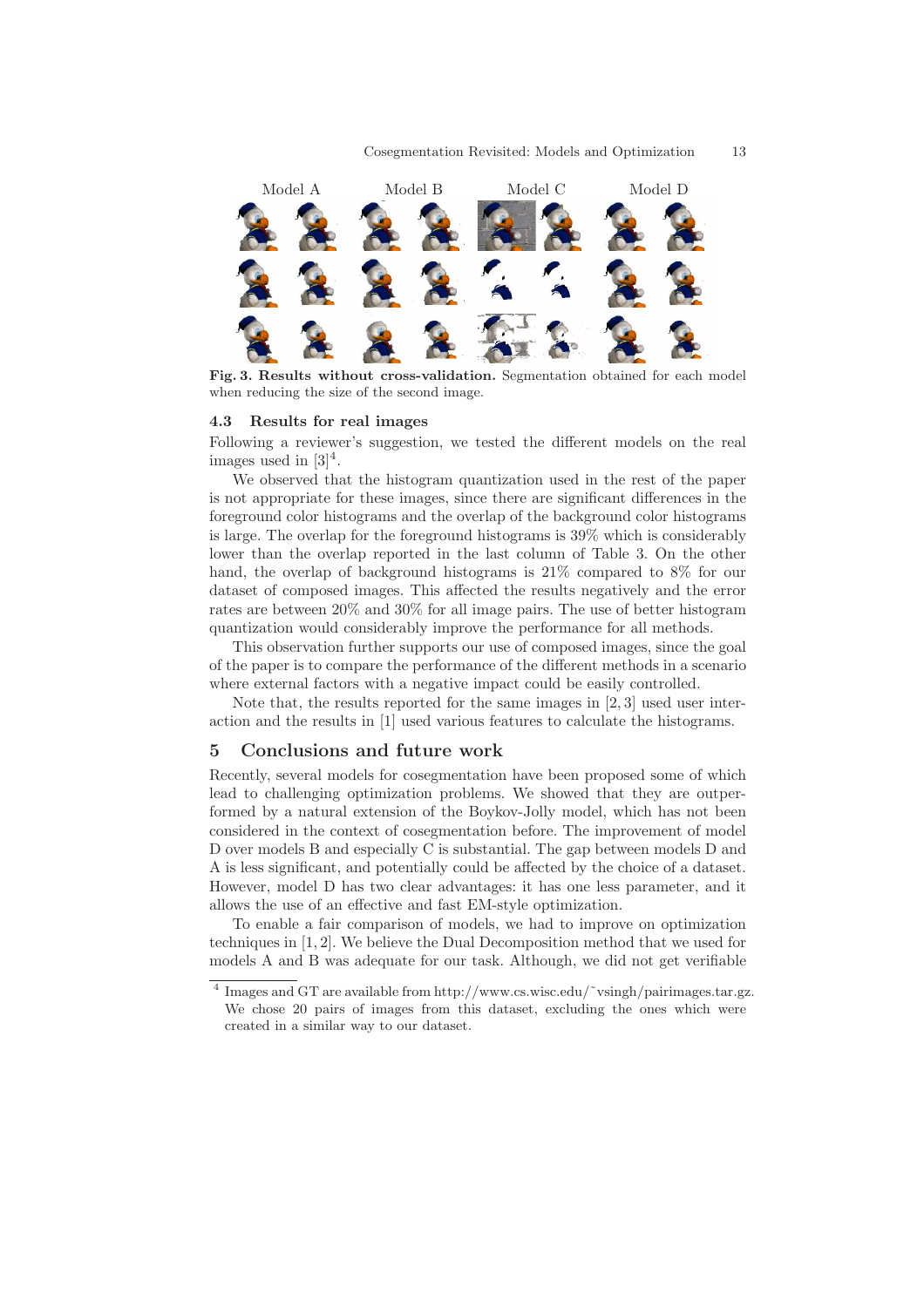Model A Model B Model C Model D

**Fig. 3. Results without cross-validation.** Segmentation obtained for each model when reducing the size of the second image.

### 4.3 Results for real images

Following a reviewer's suggestion, we tested the different models on the real images used in [3][4].

We observed that the histogram quantization used in the rest of the paper is not appropriate for these images, since there are significant differences in the foreground color histograms and the overlap of the background color histograms is large. The overlap for the foreground histograms is 39% which is considerably lower than the overlap reported in the last column of Table 3. On the other hand, the overlap of background histograms is 21% compared to 8% for our dataset of composed images. This affected the results negatively and the error rates are between 20% and 30% for all image pairs. The use of better histogram quantization would considerably improve the performance for all methods.

This observation further supports our use of composed images, since the goal of the paper is to compare the performance of the different methods in a scenario where external factors with a negative impact could be easily controlled.

Note that, the results reported for the same images in [2, 3] used user interaction and the results in [1] used various features to calculate the histograms.

## 5 Conclusions and future work

Recently, several models for cosegmentation have been proposed some of which lead to challenging optimization problems. We showed that they are outperformed by a natural extension of the Boykov-Jolly model, which has not been considered in the context of cosegmentation before. The improvement of model D over models B and especially C is substantial. The gap between models D and A is less significant, and potentially could be affected by the choice of a dataset. However, model D has two clear advantages: it has one less parameter, and it allows the use of an effective and fast EM-style optimization.

To enable a fair comparison of models, we had to improve on optimization techniques in [1, 2]. We believe the Dual Decomposition method that we used for models A and B was adequate for our task. Although, we did not get verifiable

[4] Images and GT are available from http://www.cs.wisc.edu/~vsingh/pairimages.tar.gz. We chose 20 pairs of images from this dataset, excluding the ones which were created in a similar way to our dataset.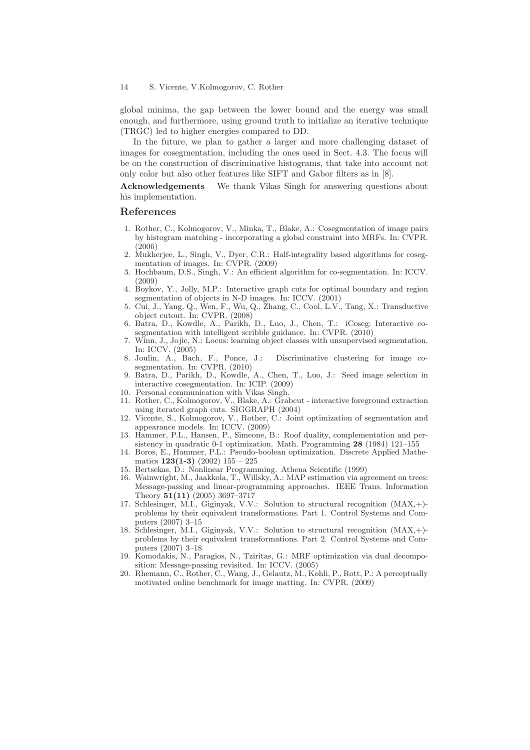global minima, the gap between the lower bound and the energy was small enough, and furthermore, using ground truth to initialize an iterative technique (TRGC) led to higher energies compared to DD.

In the future, we plan to gather a larger and more challenging dataset of images for cosegmentation, including the ones used in Sect. 4.3. The focus will be on the construction of discriminative histograms, that take into account not only color but also other features like SIFT and Gabor filters as in [8].

**Acknowledgements** We thank Vikas Singh for answering questions about his implementation.

## References

1. Rother, C., Kolmogorov, V., Minka, T., Blake, A.: Cosegmentation of image pairs by histogram matching - incorporating a global constraint into MRFs. In: CVPR. (2006)
2. Mukherjee, L., Singh, V., Dyer, C.R.: Half-integrality based algorithms for cosegmentation of images. In: CVPR. (2009)
3. Hochbaum, D.S., Singh, V.: An efficient algorithm for co-segmentation. In: ICCV. (2009)
4. Boykov, Y., Jolly, M.P.: Interactive graph cuts for optimal boundary and region segmentation of objects in N-D images. In: ICCV. (2001)
5. Cui, J., Yang, Q., Wen, F., Wu, Q., Zhang, C., Cool, L.V., Tang, X.: Transductive object cutout. In: CVPR. (2008)
6. Batra, D., Kowdle, A., Parikh, D., Luo, J., Chen, T.: iCoseg: Interactive cosegmentation with intelligent scribble guidance. In: CVPR. (2010)
7. Winn, J., Jojic, N.: Locus: learning object classes with unsupervised segmentation. In: ICCV. (2005)
8. Joulin, A., Bach, F., Ponce, J.: Discriminative clustering for image cosegmentation. In: CVPR. (2010)
9. Batra, D., Parikh, D., Kowdle, A., Chen, T., Luo, J.: Seed image selection in interactive cosegmentation. In: ICIP. (2009)
10. Personal communication with Vikas Singh.
11. Rother, C., Kolmogorov, V., Blake, A.: Grabcut - interactive foreground extraction using iterated graph cuts. SIGGRAPH (2004)
12. Vicente, S., Kolmogorov, V., Rother, C.: Joint optimization of segmentation and appearance models. In: ICCV. (2009)
13. Hammer, P.L., Hansen, P., Simeone, B.: Roof duality, complementation and persistency in quadratic 0-1 optimization. Math. Programming **28** (1984) 121–155
14. Boros, E., Hammer, P.L.: Pseudo-boolean optimization. Discrete Applied Mathematics **123(1-3)** (2002) 155 – 225
15. Bertsekas, D.: Nonlinear Programming. Athena Scientific (1999)
16. Wainwright, M., Jaakkola, T., Willsky, A.: MAP estimation via agreement on trees: Message-passing and linear-programming approaches. IEEE Trans. Information Theory **51(11)** (2005) 3697–3717
17. Schlesinger, M.I., Giginyak, V.V.: Solution to structural recognition (MAX,+)-problems by their equivalent transformations. Part 1. Control Systems and Computers (2007) 3–15
18. Schlesinger, M.I., Giginyak, V.V.: Solution to structural recognition (MAX,+)-problems by their equivalent transformations. Part 2. Control Systems and Computers (2007) 3–18
19. Komodakis, N., Paragios, N., Tziritas, G.: MRF optimization via dual decomposition: Message-passing revisited. In: ICCV. (2005)
20. Rhemann, C., Rother, C., Wang, J., Gelautz, M., Kohli, P., Rott, P.: A perceptually motivated online benchmark for image matting. In: CVPR. (2009)